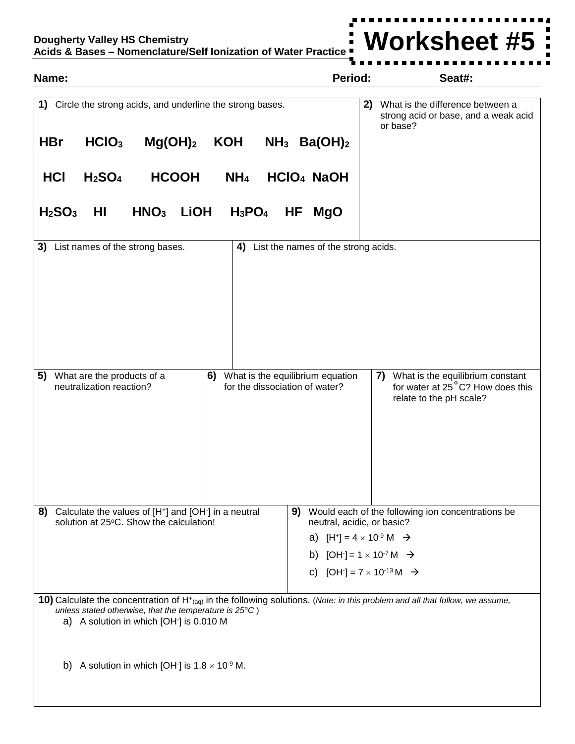**Dougherty Valley HS Chemistry**
**Acids & Bases – Nomenclature/Self Ionization of Water Practice**

# Worksheet #5

**Name:** **Period:** **Seat#:**

**1)** Circle the strong acids, and underline the strong bases.

**HBr** **$HClO_3$** **$Mg(OH)_2$** **KOH** **$NH_3$** **$Ba(OH)_2$**

**HCl** **$H_2SO_4$** **HCOOH** **$NH_4$** **$HClO_4$** **NaOH**

**$H_2SO_3$** **HI** **$HNO_3$** **LiOH** **$H_3PO_4$** **HF** **MgO**

**2)** What is the difference between a strong acid or base, and a weak acid or base?

**3)** List names of the strong bases.

**4)** List the names of the strong acids.

**5)** What are the products of a neutralization reaction?

**6)** What is the equilibrium equation for the dissociation of water?

**7)** What is the equilibrium constant for water at 25°C? How does this relate to the pH scale?

**8)** Calculate the values of $[H^+]$ and $[OH^-]$ in a neutral solution at 25°C. Show the calculation!

**9)** Would each of the following ion concentrations be neutral, acidic, or basic?

a) $[H^+] = 4 \times 10^{-9}$ M →

b) $[OH^-] = 1 \times 10^{-7}$ M →

c) $[OH^-] = 7 \times 10^{-13}$ M →

**10)** Calculate the concentration of $H^+_{(aq)}$ in the following solutions. (*Note: in this problem and all that follow, we assume, unless stated otherwise, that the temperature is 25°C* )

a) A solution in which $[OH^-]$ is 0.010 M

b) A solution in which $[OH^-]$ is $1.8 \times 10^{-9}$ M.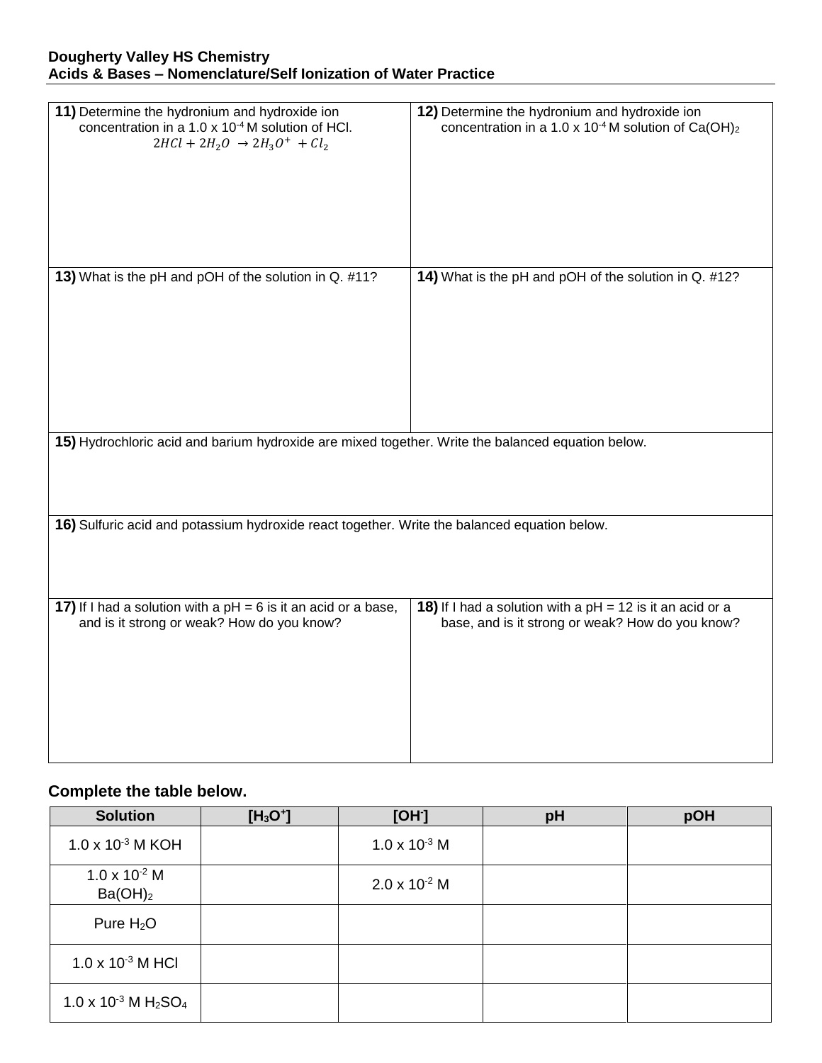**Dougherty Valley HS Chemistry**
**Acids & Bases – Nomenclature/Self Ionization of Water Practice**

**11)** Determine the hydronium and hydroxide ion concentration in a $1.0 \times 10^{-4}$ M solution of HCl.

$$2HCl + 2H_2O \rightarrow 2H_3O^+ + Cl_2$$

**12)** Determine the hydronium and hydroxide ion concentration in a $1.0 \times 10^{-4}$ M solution of $Ca(OH)_2$

**13)** What is the pH and pOH of the solution in Q. #11?

**14)** What is the pH and pOH of the solution in Q. #12?

**15)** Hydrochloric acid and barium hydroxide are mixed together. Write the balanced equation below.

**16)** Sulfuric acid and potassium hydroxide react together. Write the balanced equation below.

**17)** If I had a solution with a pH = 6 is it an acid or a base, and is it strong or weak? How do you know?

**18)** If I had a solution with a pH = 12 is it an acid or a base, and is it strong or weak? How do you know?

## Complete the table below.

| Solution | $[H_3O^+]$ | $[OH^-]$ | pH | pOH |
|---|---|---|---|---|
| $1.0 \times 10^{-3}$ M KOH | | $1.0 \times 10^{-3}$ M | | |
| $1.0 \times 10^{-2}$ M $Ba(OH)_2$ | | $2.0 \times 10^{-2}$ M | | |
| Pure $H_2O$ | | | | |
| $1.0 \times 10^{-3}$ M HCl | | | | |
| $1.0 \times 10^{-3}$ M $H_2SO_4$ | | | | |